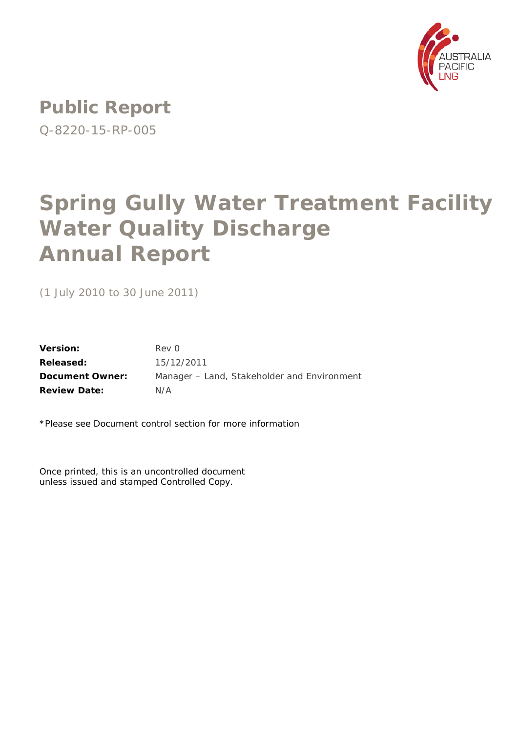AUSTRALIA PACIFIC LNG

# Public Report

Q-8220-15-RP-005

# Spring Gully Water Treatment Facility Water Quality Discharge Annual Report

(1 July 2010 to 30 June 2011)

| | |
|---|---|
| **Version:** | Rev 0 |
| **Released:** | 15/12/2011 |
| **Document Owner:** | Manager – Land, Stakeholder and Environment |
| **Review Date:** | N/A |

*Please see Document control section for more information

Once printed, this is an uncontrolled document unless issued and stamped Controlled Copy.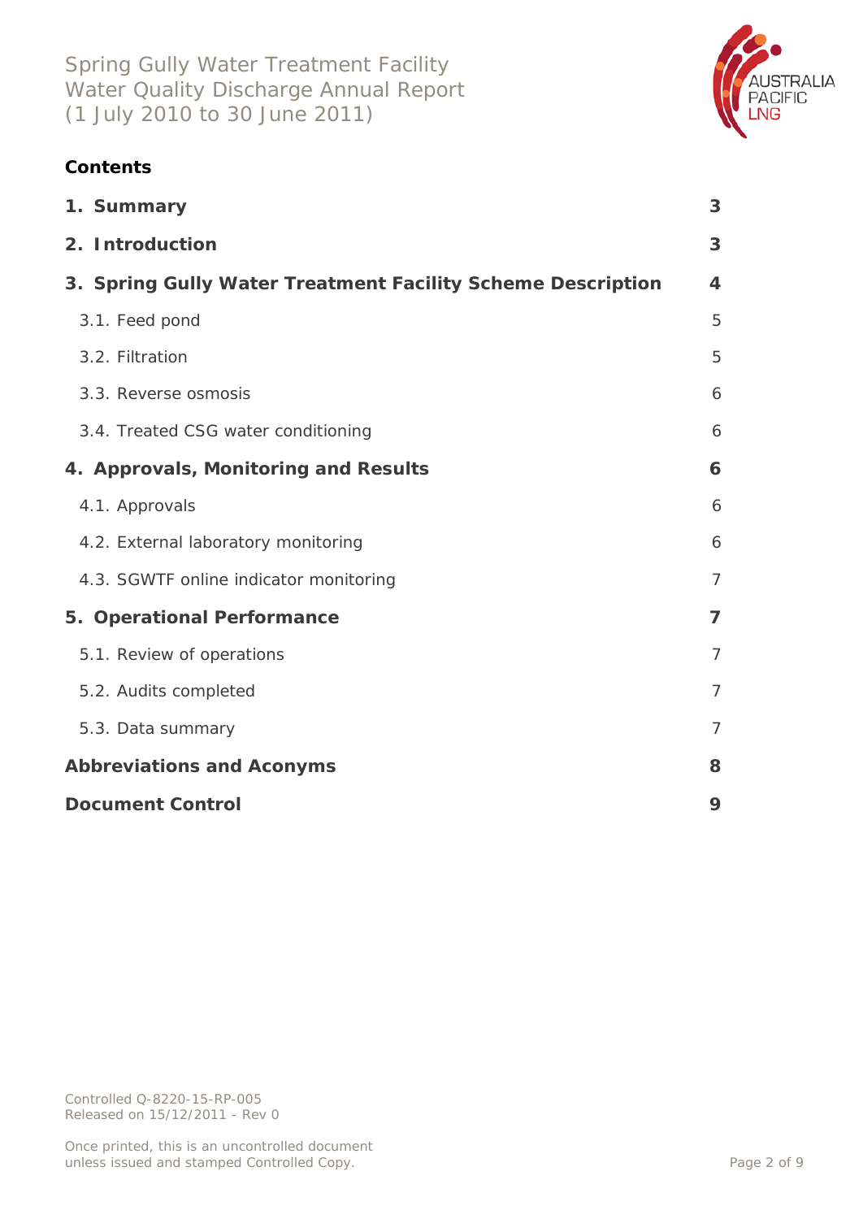**Contents**

| | |
|---|---|
| **1. Summary** | **3** |
| **2. Introduction** | **3** |
| **3. Spring Gully Water Treatment Facility Scheme Description** | **4** |
| 3.1. Feed pond | 5 |
| 3.2. Filtration | 5 |
| 3.3. Reverse osmosis | 6 |
| 3.4. Treated CSG water conditioning | 6 |
| **4. Approvals, Monitoring and Results** | **6** |
| 4.1. Approvals | 6 |
| 4.2. External laboratory monitoring | 6 |
| 4.3. SGWTF online indicator monitoring | 7 |
| **5. Operational Performance** | **7** |
| 5.1. Review of operations | 7 |
| 5.2. Audits completed | 7 |
| 5.3. Data summary | 7 |
| **Abbreviations and Aconyms** | **8** |
| **Document Control** | **9** |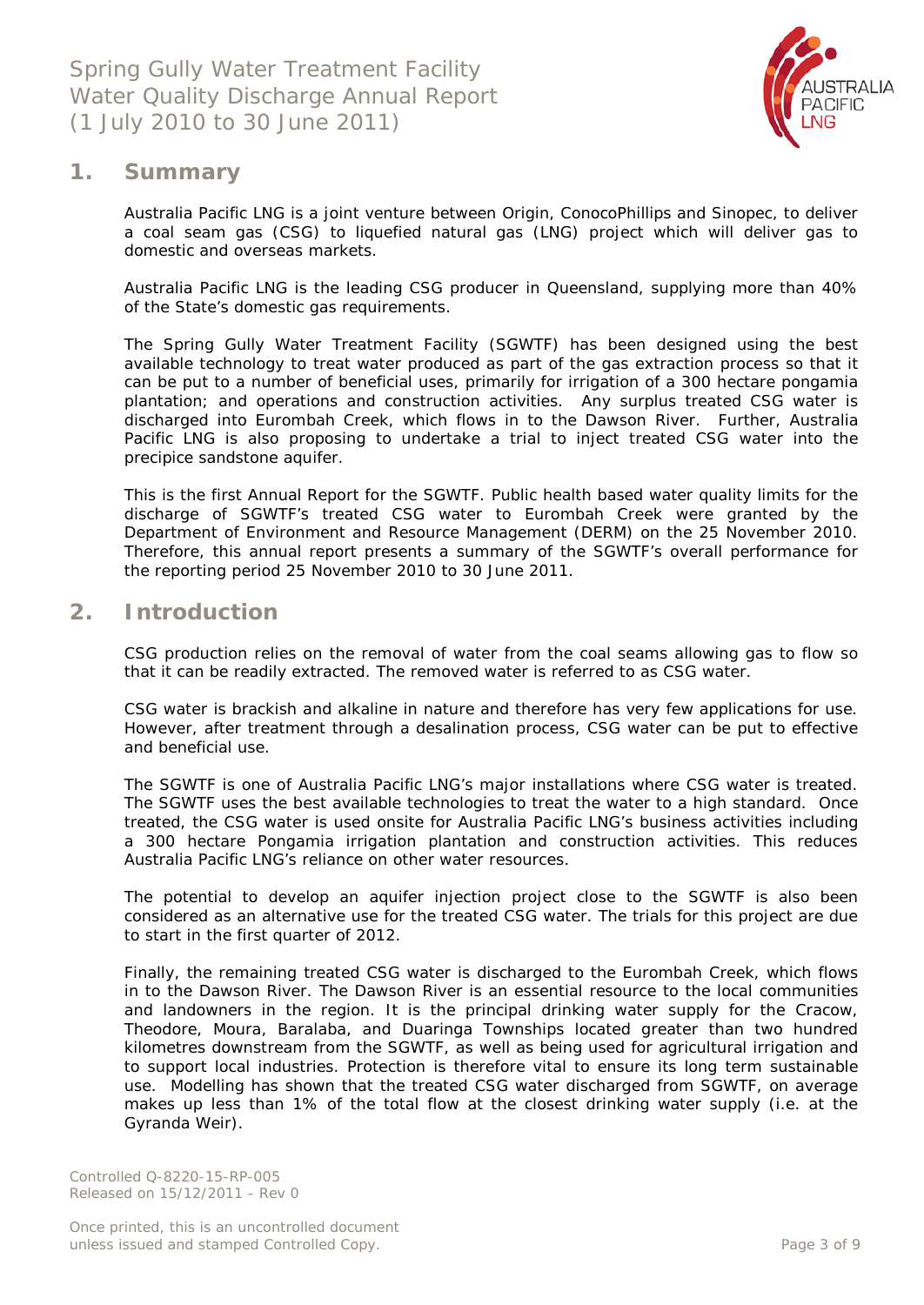# 1. Summary

Australia Pacific LNG is a joint venture between Origin, ConocoPhillips and Sinopec, to deliver a coal seam gas (CSG) to liquefied natural gas (LNG) project which will deliver gas to domestic and overseas markets.

Australia Pacific LNG is the leading CSG producer in Queensland, supplying more than 40% of the State's domestic gas requirements.

The Spring Gully Water Treatment Facility (SGWTF) has been designed using the best available technology to treat water produced as part of the gas extraction process so that it can be put to a number of beneficial uses, primarily for irrigation of a 300 hectare pongamia plantation; and operations and construction activities. Any surplus treated CSG water is discharged into Eurombah Creek, which flows in to the Dawson River. Further, Australia Pacific LNG is also proposing to undertake a trial to inject treated CSG water into the precipice sandstone aquifer.

This is the first Annual Report for the SGWTF. Public health based water quality limits for the discharge of SGWTF's treated CSG water to Eurombah Creek were granted by the Department of Environment and Resource Management (DERM) on the 25 November 2010. Therefore, this annual report presents a summary of the SGWTF's overall performance for the reporting period 25 November 2010 to 30 June 2011.

# 2. Introduction

CSG production relies on the removal of water from the coal seams allowing gas to flow so that it can be readily extracted. The removed water is referred to as CSG water.

CSG water is brackish and alkaline in nature and therefore has very few applications for use. However, after treatment through a desalination process, CSG water can be put to effective and beneficial use.

The SGWTF is one of Australia Pacific LNG's major installations where CSG water is treated. The SGWTF uses the best available technologies to treat the water to a high standard. Once treated, the CSG water is used onsite for Australia Pacific LNG's business activities including a 300 hectare Pongamia irrigation plantation and construction activities. This reduces Australia Pacific LNG's reliance on other water resources.

The potential to develop an aquifer injection project close to the SGWTF is also been considered as an alternative use for the treated CSG water. The trials for this project are due to start in the first quarter of 2012.

Finally, the remaining treated CSG water is discharged to the Eurombah Creek, which flows in to the Dawson River. The Dawson River is an essential resource to the local communities and landowners in the region. It is the principal drinking water supply for the Cracow, Theodore, Moura, Baralaba, and Duaringa Townships located greater than two hundred kilometres downstream from the SGWTF, as well as being used for agricultural irrigation and to support local industries. Protection is therefore vital to ensure its long term sustainable use. Modelling has shown that the treated CSG water discharged from SGWTF, on average makes up less than 1% of the total flow at the closest drinking water supply (i.e. at the Gyranda Weir).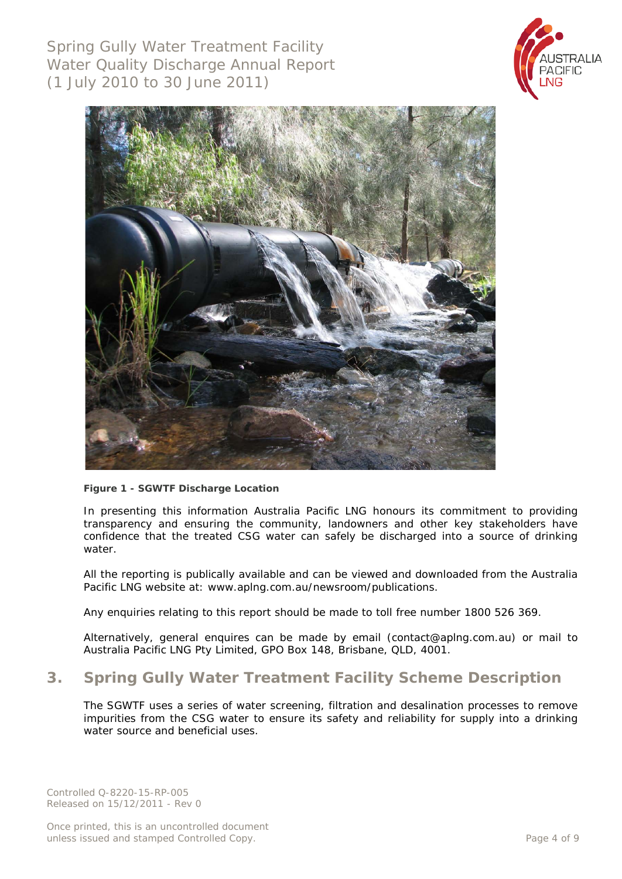**Figure 1 - SGWTF Discharge Location**

In presenting this information Australia Pacific LNG honours its commitment to providing transparency and ensuring the community, landowners and other key stakeholders have confidence that the treated CSG water can safely be discharged into a source of drinking water.

All the reporting is publically available and can be viewed and downloaded from the Australia Pacific LNG website at: www.aplng.com.au/newsroom/publications.

Any enquiries relating to this report should be made to toll free number 1800 526 369.

Alternatively, general enquires can be made by email (contact@aplng.com.au) or mail to Australia Pacific LNG Pty Limited, GPO Box 148, Brisbane, QLD, 4001.

## 3. Spring Gully Water Treatment Facility Scheme Description

The SGWTF uses a series of water screening, filtration and desalination processes to remove impurities from the CSG water to ensure its safety and reliability for supply into a drinking water source and beneficial uses.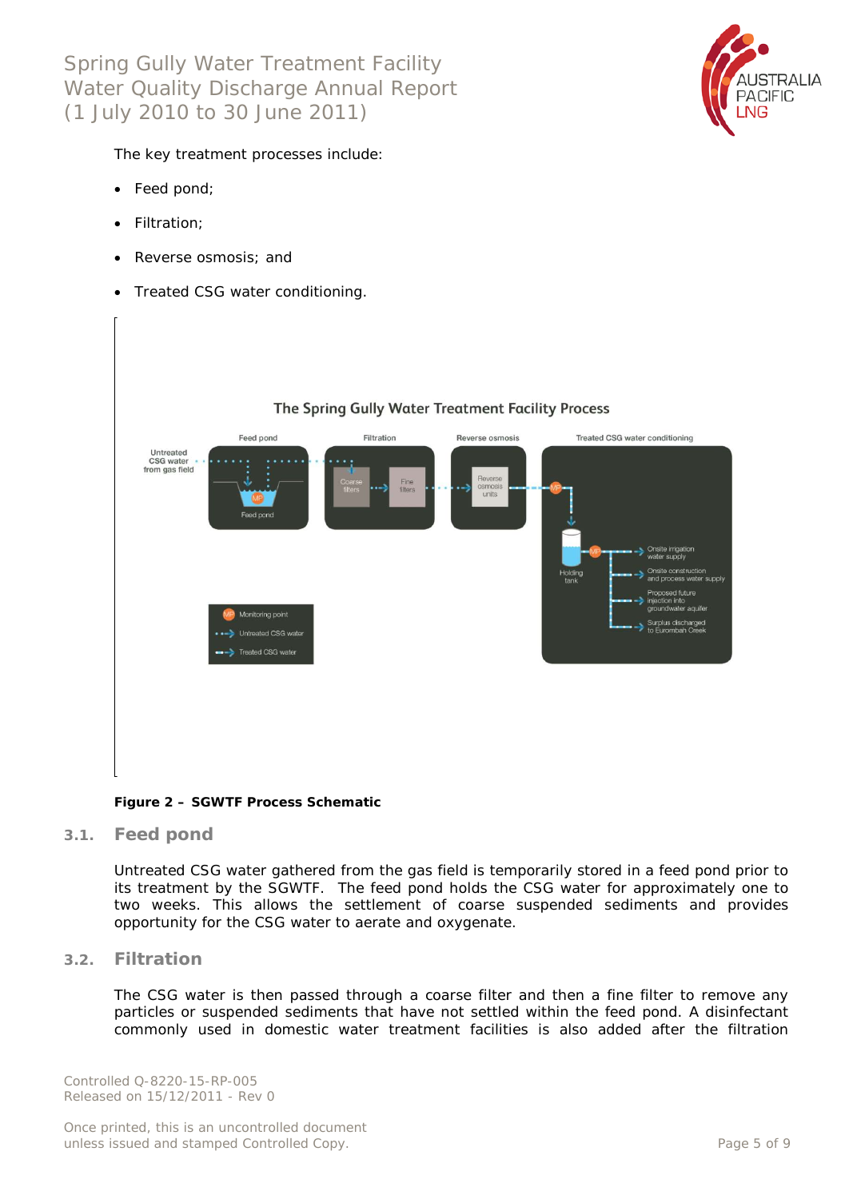The key treatment processes include:

- Feed pond;
- Filtration;
- Reverse osmosis; and
- Treated CSG water conditioning.

**The Spring Gully Water Treatment Facility Process**

Feed pond | Filtration | Reverse osmosis | Treated CSG water conditioning

Untreated CSG water from gas field → Feed pond (MP) → Coarse filters → Fine filters → Reverse osmosis units → (MP) → Holding tank → (MP) → Onsite irrigation water supply; Onsite construction and process water supply; Proposed future injection into groundwater aquifer; Surplus discharged to Eurombah Creek

MP Monitoring point
Untreated CSG water
Treated CSG water

**Figure 2 – SGWTF Process Schematic**

## 3.1. Feed pond

Untreated CSG water gathered from the gas field is temporarily stored in a feed pond prior to its treatment by the SGWTF. The feed pond holds the CSG water for approximately one to two weeks. This allows the settlement of coarse suspended sediments and provides opportunity for the CSG water to aerate and oxygenate.

## 3.2. Filtration

The CSG water is then passed through a coarse filter and then a fine filter to remove any particles or suspended sediments that have not settled within the feed pond. A disinfectant commonly used in domestic water treatment facilities is also added after the filtration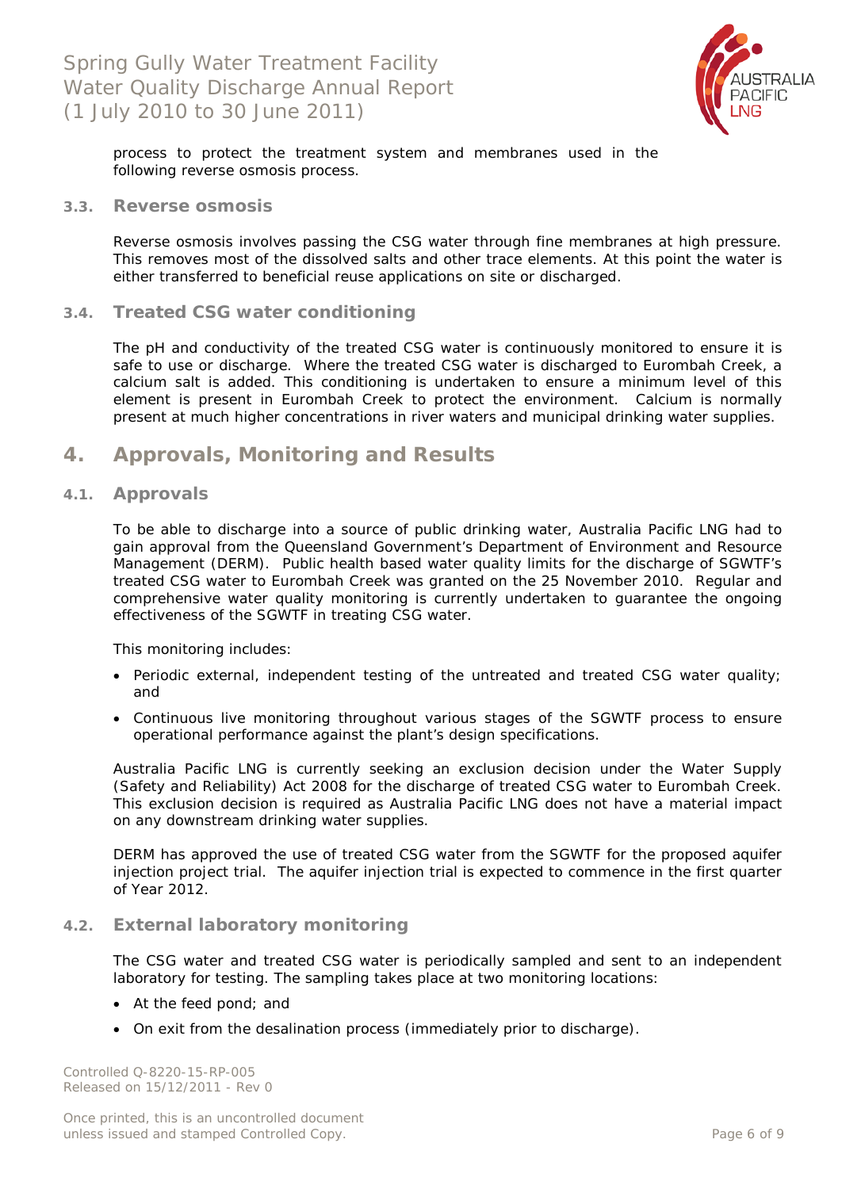process to protect the treatment system and membranes used in the following reverse osmosis process.

### 3.3. Reverse osmosis

Reverse osmosis involves passing the CSG water through fine membranes at high pressure. This removes most of the dissolved salts and other trace elements. At this point the water is either transferred to beneficial reuse applications on site or discharged.

### 3.4. Treated CSG water conditioning

The pH and conductivity of the treated CSG water is continuously monitored to ensure it is safe to use or discharge. Where the treated CSG water is discharged to Eurombah Creek, a calcium salt is added. This conditioning is undertaken to ensure a minimum level of this element is present in Eurombah Creek to protect the environment. Calcium is normally present at much higher concentrations in river waters and municipal drinking water supplies.

## 4. Approvals, Monitoring and Results

### 4.1. Approvals

To be able to discharge into a source of public drinking water, Australia Pacific LNG had to gain approval from the Queensland Government's Department of Environment and Resource Management (DERM). Public health based water quality limits for the discharge of SGWTF's treated CSG water to Eurombah Creek was granted on the 25 November 2010. Regular and comprehensive water quality monitoring is currently undertaken to guarantee the ongoing effectiveness of the SGWTF in treating CSG water.

This monitoring includes:

- Periodic external, independent testing of the untreated and treated CSG water quality; and
- Continuous live monitoring throughout various stages of the SGWTF process to ensure operational performance against the plant's design specifications.

Australia Pacific LNG is currently seeking an exclusion decision under the Water Supply (Safety and Reliability) Act 2008 for the discharge of treated CSG water to Eurombah Creek. This exclusion decision is required as Australia Pacific LNG does not have a material impact on any downstream drinking water supplies.

DERM has approved the use of treated CSG water from the SGWTF for the proposed aquifer injection project trial. The aquifer injection trial is expected to commence in the first quarter of Year 2012.

### 4.2. External laboratory monitoring

The CSG water and treated CSG water is periodically sampled and sent to an independent laboratory for testing. The sampling takes place at two monitoring locations:

- At the feed pond; and
- On exit from the desalination process (immediately prior to discharge).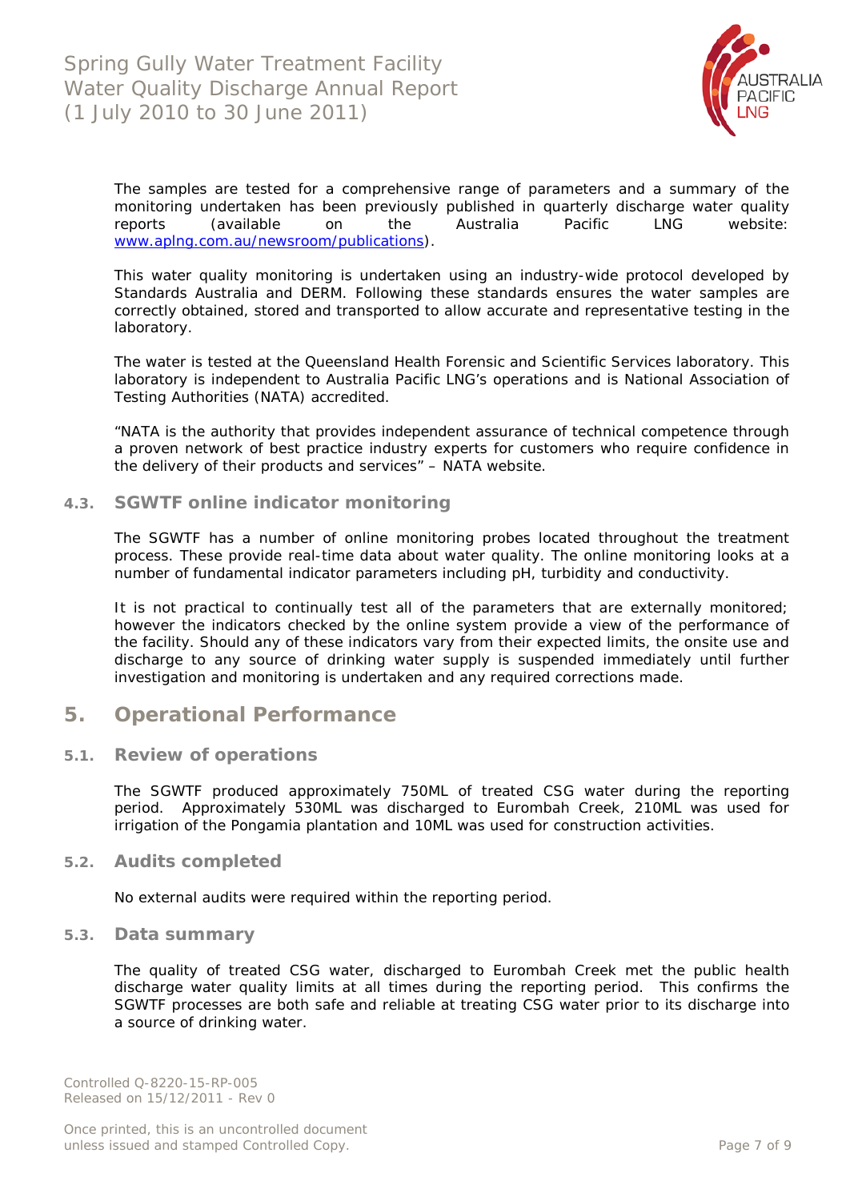The samples are tested for a comprehensive range of parameters and a summary of the monitoring undertaken has been previously published in quarterly discharge water quality reports (available on the Australia Pacific LNG website: www.aplng.com.au/newsroom/publications).

This water quality monitoring is undertaken using an industry-wide protocol developed by Standards Australia and DERM. Following these standards ensures the water samples are correctly obtained, stored and transported to allow accurate and representative testing in the laboratory.

The water is tested at the Queensland Health Forensic and Scientific Services laboratory. This laboratory is independent to Australia Pacific LNG's operations and is National Association of Testing Authorities (NATA) accredited.

"NATA is the authority that provides independent assurance of technical competence through a proven network of best practice industry experts for customers who require confidence in the delivery of their products and services" – NATA website.

### 4.3. SGWTF online indicator monitoring

The SGWTF has a number of online monitoring probes located throughout the treatment process. These provide real-time data about water quality. The online monitoring looks at a number of fundamental indicator parameters including pH, turbidity and conductivity.

It is not practical to continually test all of the parameters that are externally monitored; however the indicators checked by the online system provide a view of the performance of the facility. Should any of these indicators vary from their expected limits, the onsite use and discharge to any source of drinking water supply is suspended immediately until further investigation and monitoring is undertaken and any required corrections made.

## 5. Operational Performance

### 5.1. Review of operations

The SGWTF produced approximately 750ML of treated CSG water during the reporting period. Approximately 530ML was discharged to Eurombah Creek, 210ML was used for irrigation of the Pongamia plantation and 10ML was used for construction activities.

### 5.2. Audits completed

No external audits were required within the reporting period.

### 5.3. Data summary

The quality of treated CSG water, discharged to Eurombah Creek met the public health discharge water quality limits at all times during the reporting period. This confirms the SGWTF processes are both safe and reliable at treating CSG water prior to its discharge into a source of drinking water.

Controlled Q-8220-15-RP-005
Released on 15/12/2011 - Rev 0

Once printed, this is an uncontrolled document unless issued and stamped Controlled Copy.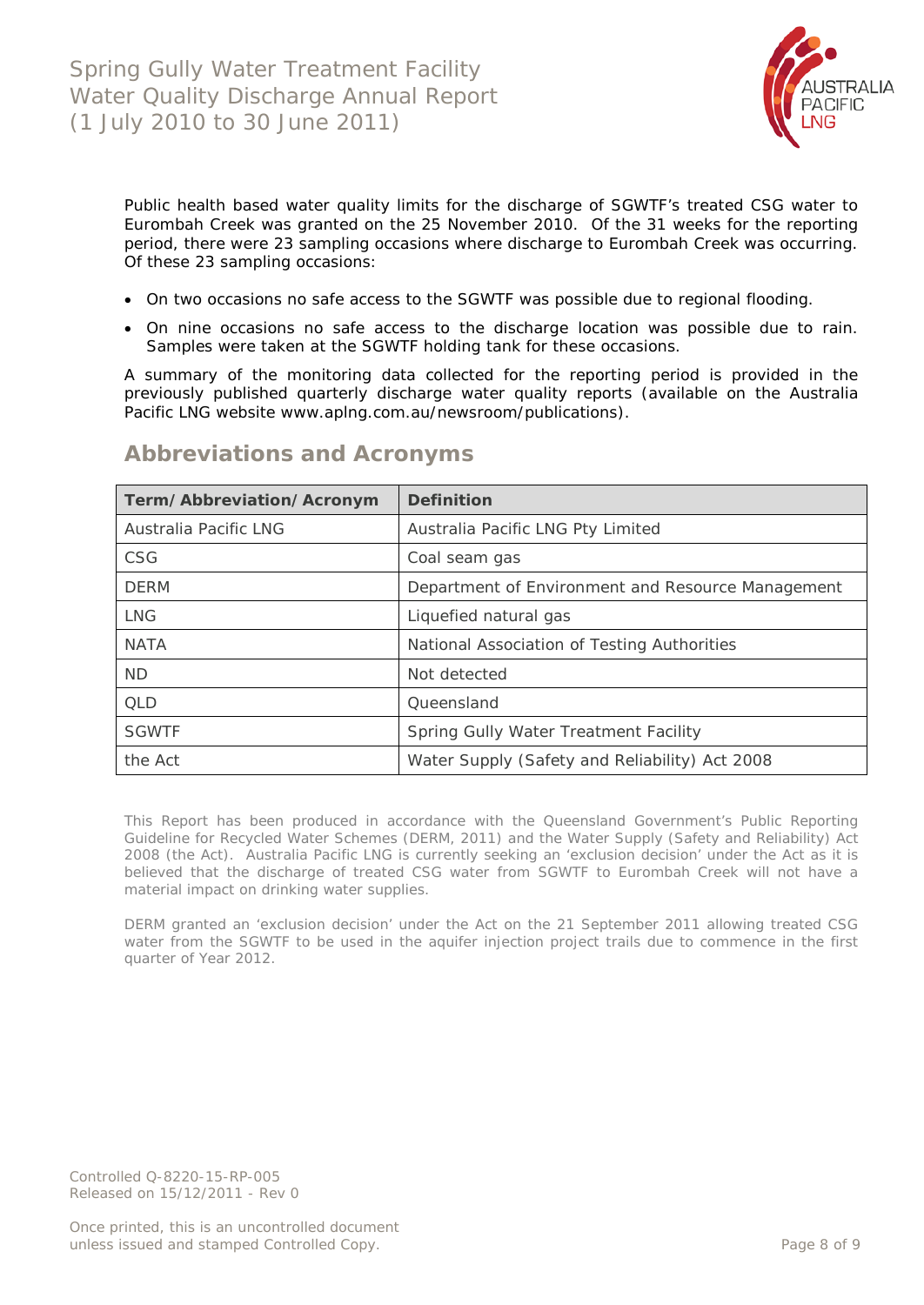Public health based water quality limits for the discharge of SGWTF's treated CSG water to Eurombah Creek was granted on the 25 November 2010. Of the 31 weeks for the reporting period, there were 23 sampling occasions where discharge to Eurombah Creek was occurring. Of these 23 sampling occasions:

- On two occasions no safe access to the SGWTF was possible due to regional flooding.
- On nine occasions no safe access to the discharge location was possible due to rain. Samples were taken at the SGWTF holding tank for these occasions.

A summary of the monitoring data collected for the reporting period is provided in the previously published quarterly discharge water quality reports (available on the Australia Pacific LNG website www.aplng.com.au/newsroom/publications).

## Abbreviations and Acronyms

| Term/Abbreviation/Acronym | Definition |
|---|---|
| Australia Pacific LNG | Australia Pacific LNG Pty Limited |
| CSG | Coal seam gas |
| DERM | Department of Environment and Resource Management |
| LNG | Liquefied natural gas |
| NATA | National Association of Testing Authorities |
| ND | Not detected |
| QLD | Queensland |
| SGWTF | Spring Gully Water Treatment Facility |
| the Act | Water Supply (Safety and Reliability) Act 2008 |

This Report has been produced in accordance with the Queensland Government's Public Reporting Guideline for Recycled Water Schemes (DERM, 2011) and the Water Supply (Safety and Reliability) Act 2008 (the Act). Australia Pacific LNG is currently seeking an 'exclusion decision' under the Act as it is believed that the discharge of treated CSG water from SGWTF to Eurombah Creek will not have a material impact on drinking water supplies.

DERM granted an 'exclusion decision' under the Act on the 21 September 2011 allowing treated CSG water from the SGWTF to be used in the aquifer injection project trails due to commence in the first quarter of Year 2012.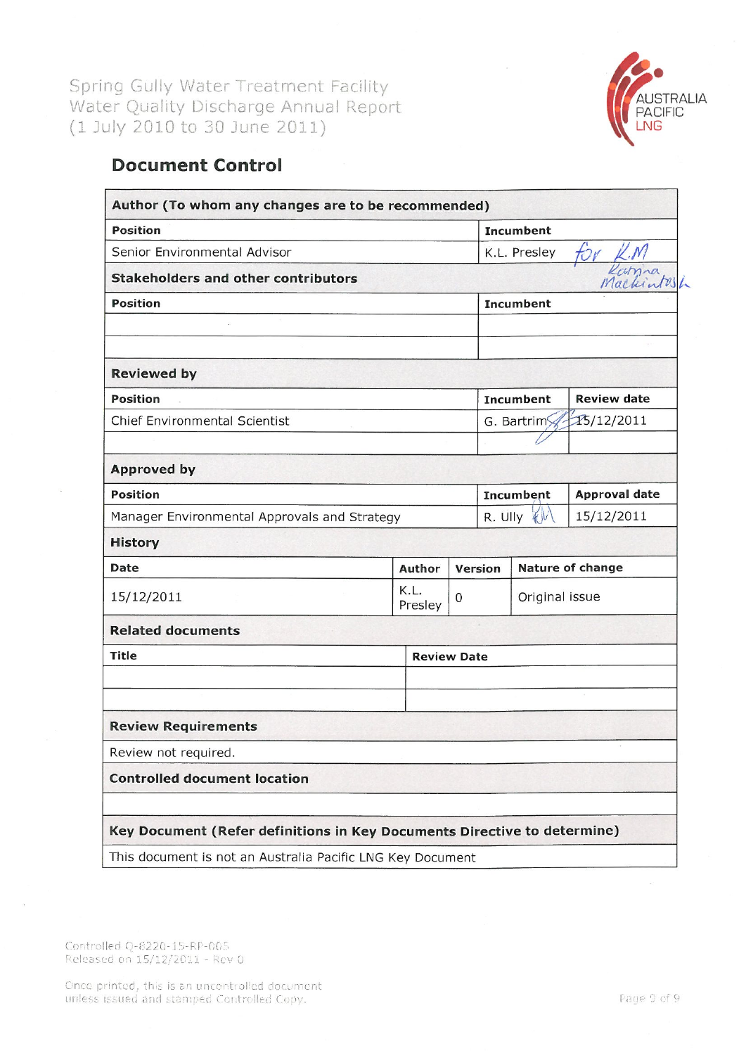## Document Control

| Author (To whom any changes are to be recommended) | |
|---|---|
| **Position** | **Incumbent** |
| Senior Environmental Advisor | K.L. Presley for K.M Katrina Mackintosh |

| Stakeholders and other contributors | |
|---|---|
| **Position** | **Incumbent** |
| | |
| | |

| Reviewed by | | |
|---|---|---|
| **Position** | **Incumbent** | **Review date** |
| Chief Environmental Scientist | G. Bartrim | 15/12/2011 |
| | | |

| Approved by | | |
|---|---|---|
| **Position** | **Incumbent** | **Approval date** |
| Manager Environmental Approvals and Strategy | R. Ully | 15/12/2011 |

| History | | | |
|---|---|---|---|
| **Date** | **Author** | **Version** | **Nature of change** |
| 15/12/2011 | K.L. Presley | 0 | Original issue |

| Related documents | |
|---|---|
| **Title** | **Review Date** |
| | |
| | |

| Review Requirements |
|---|
| Review not required. |

| Controlled document location |
|---|
| |

| Key Document (Refer definitions in Key Documents Directive to determine) |
|---|
| This document is not an Australia Pacific LNG Key Document |